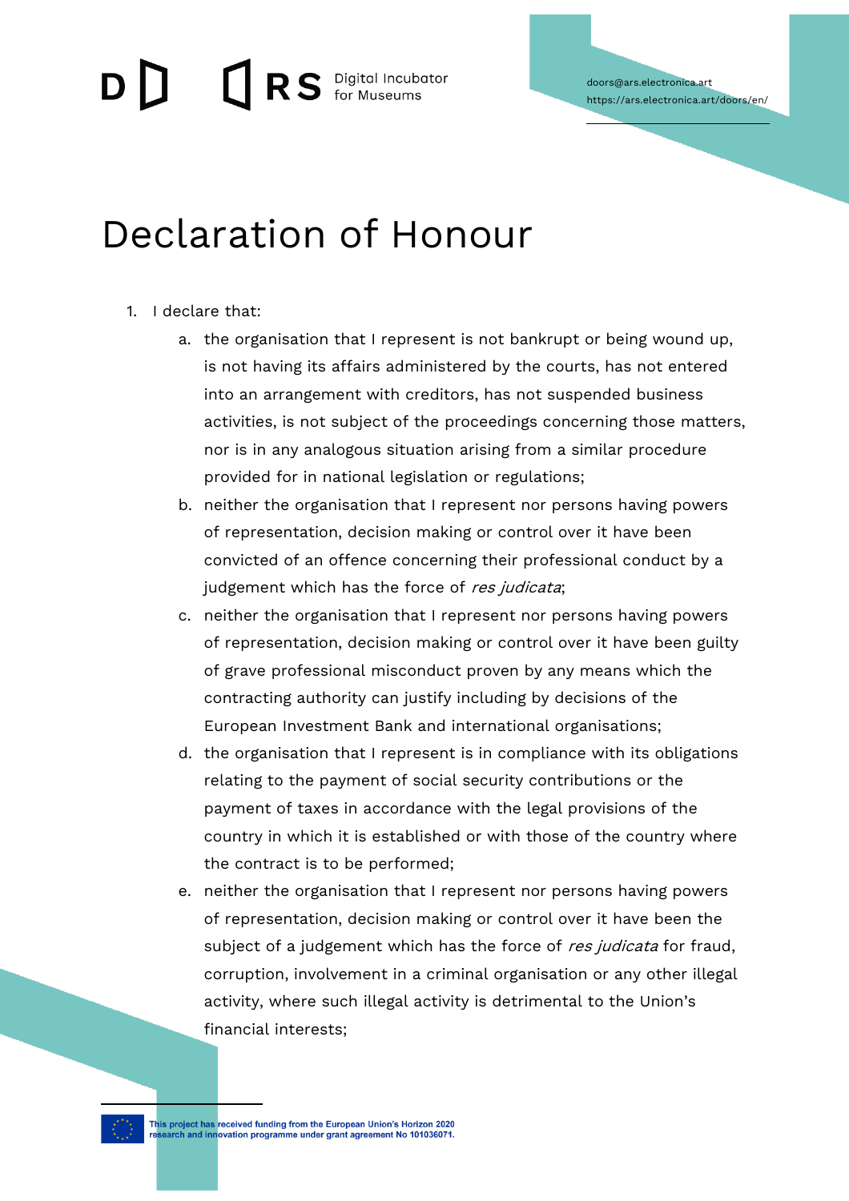# Declaration of Honour

1. I declare that:
   a. the organisation that I represent is not bankrupt or being wound up, is not having its affairs administered by the courts, has not entered into an arrangement with creditors, has not suspended business activities, is not subject of the proceedings concerning those matters, nor is in any analogous situation arising from a similar procedure provided for in national legislation or regulations;
   b. neither the organisation that I represent nor persons having powers of representation, decision making or control over it have been convicted of an offence concerning their professional conduct by a judgement which has the force of *res judicata*;
   c. neither the organisation that I represent nor persons having powers of representation, decision making or control over it have been guilty of grave professional misconduct proven by any means which the contracting authority can justify including by decisions of the European Investment Bank and international organisations;
   d. the organisation that I represent is in compliance with its obligations relating to the payment of social security contributions or the payment of taxes in accordance with the legal provisions of the country in which it is established or with those of the country where the contract is to be performed;
   e. neither the organisation that I represent nor persons having powers of representation, decision making or control over it have been the subject of a judgement which has the force of *res judicata* for fraud, corruption, involvement in a criminal organisation or any other illegal activity, where such illegal activity is detrimental to the Union's financial interests;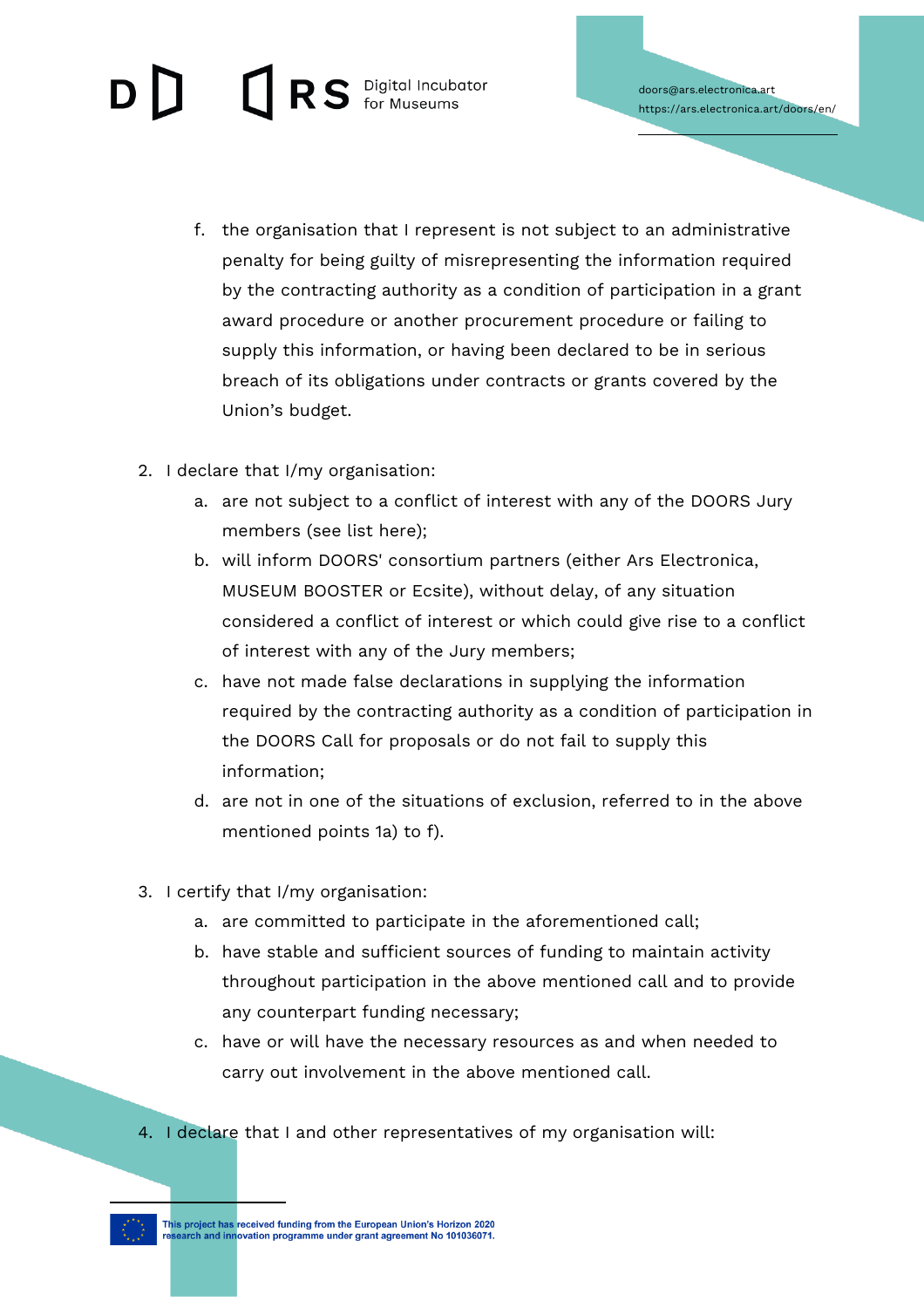f. the organisation that I represent is not subject to an administrative penalty for being guilty of misrepresenting the information required by the contracting authority as a condition of participation in a grant award procedure or another procurement procedure or failing to supply this information, or having been declared to be in serious breach of its obligations under contracts or grants covered by the Union's budget.

2. I declare that I/my organisation:
   a. are not subject to a conflict of interest with any of the DOORS Jury members (see list here);
   b. will inform DOORS' consortium partners (either Ars Electronica, MUSEUM BOOSTER or Ecsite), without delay, of any situation considered a conflict of interest or which could give rise to a conflict of interest with any of the Jury members;
   c. have not made false declarations in supplying the information required by the contracting authority as a condition of participation in the DOORS Call for proposals or do not fail to supply this information;
   d. are not in one of the situations of exclusion, referred to in the above mentioned points 1a) to f).

3. I certify that I/my organisation:
   a. are committed to participate in the aforementioned call;
   b. have stable and sufficient sources of funding to maintain activity throughout participation in the above mentioned call and to provide any counterpart funding necessary;
   c. have or will have the necessary resources as and when needed to carry out involvement in the above mentioned call.

4. I declare that I and other representatives of my organisation will: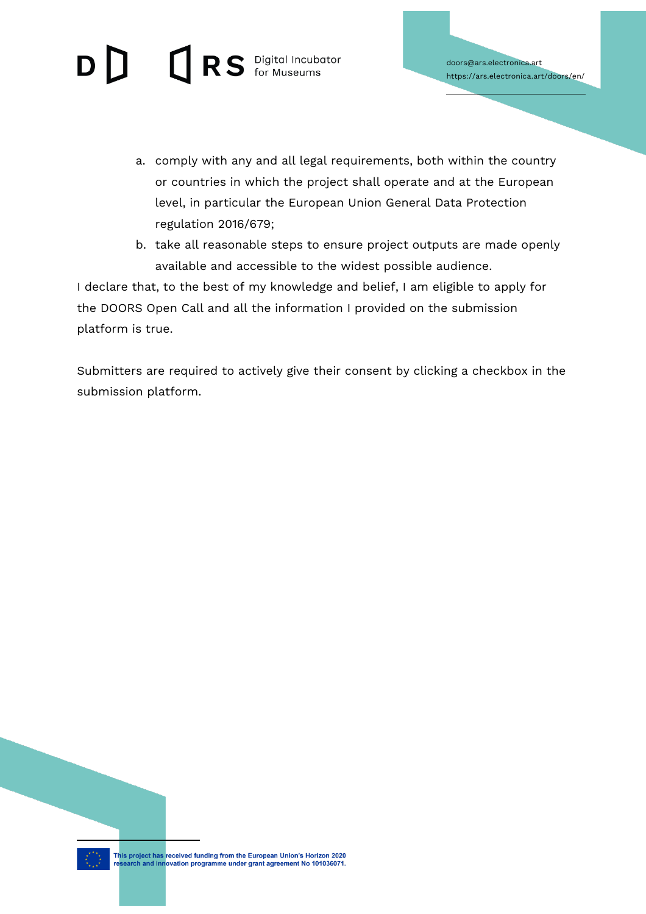a. comply with any and all legal requirements, both within the country or countries in which the project shall operate and at the European level, in particular the European Union General Data Protection regulation 2016/679;
b. take all reasonable steps to ensure project outputs are made openly available and accessible to the widest possible audience.

I declare that, to the best of my knowledge and belief, I am eligible to apply for the DOORS Open Call and all the information I provided on the submission platform is true.

Submitters are required to actively give their consent by clicking a checkbox in the submission platform.